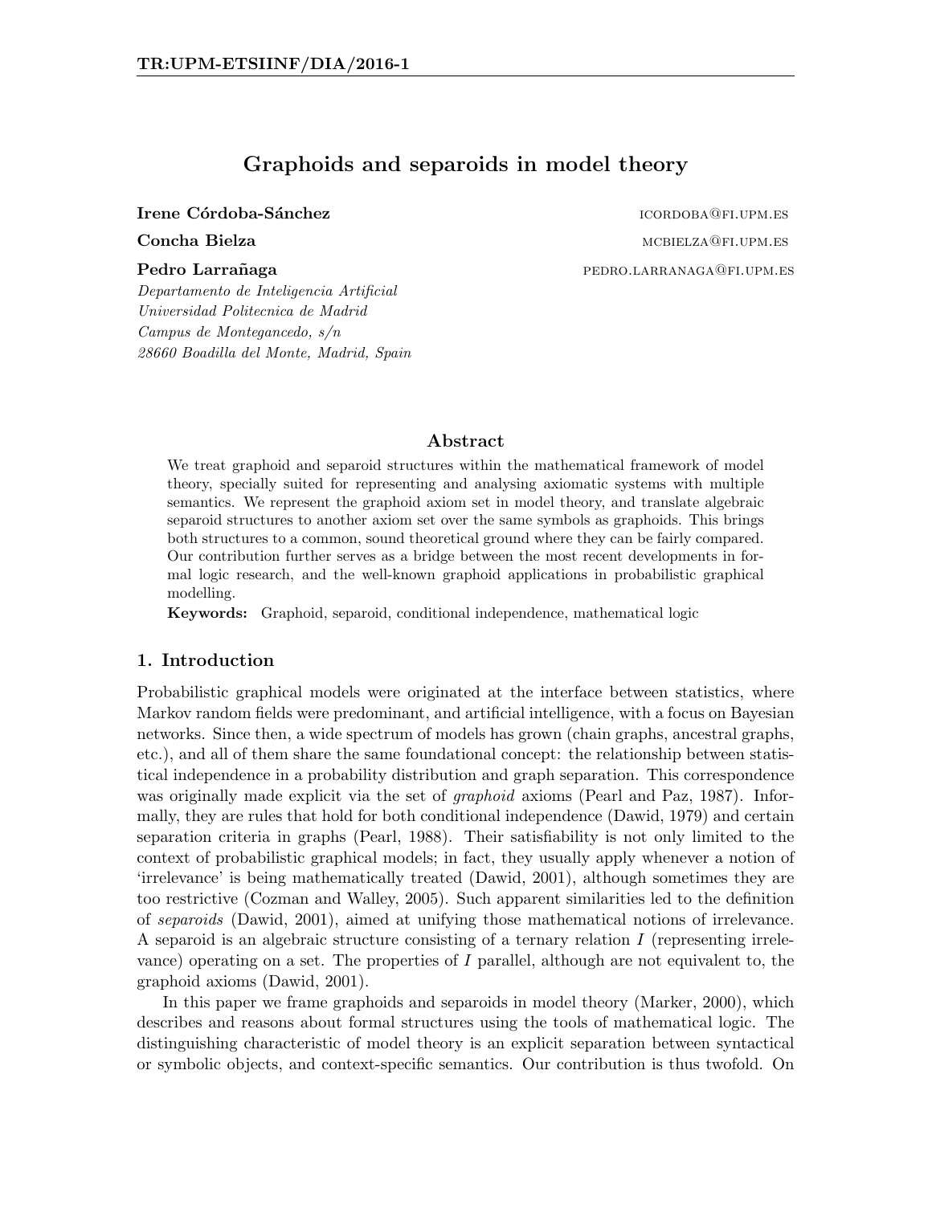# Graphoids and separoids in model theory

**Irene Córdoba-Sánchez** ICORDOBA@FI.UPM.ES

**Concha Bielza** MCBIELZA@FI.UPM.ES

**Pedro Larrañaga** PEDRO.LARRANAGA@FI.UPM.ES

*Departamento de Inteligencia Artificial*
*Universidad Politecnica de Madrid*
*Campus de Montegancedo, s/n*
*28660 Boadilla del Monte, Madrid, Spain*

## Abstract

We treat graphoid and separoid structures within the mathematical framework of model theory, specially suited for representing and analysing axiomatic systems with multiple semantics. We represent the graphoid axiom set in model theory, and translate algebraic separoid structures to another axiom set over the same symbols as graphoids. This brings both structures to a common, sound theoretical ground where they can be fairly compared. Our contribution further serves as a bridge between the most recent developments in formal logic research, and the well-known graphoid applications in probabilistic graphical modelling.

**Keywords:** Graphoid, separoid, conditional independence, mathematical logic

## 1. Introduction

Probabilistic graphical models were originated at the interface between statistics, where Markov random fields were predominant, and artificial intelligence, with a focus on Bayesian networks. Since then, a wide spectrum of models has grown (chain graphs, ancestral graphs, etc.), and all of them share the same foundational concept: the relationship between statistical independence in a probability distribution and graph separation. This correspondence was originally made explicit via the set of *graphoid* axioms (Pearl and Paz, 1987). Informally, they are rules that hold for both conditional independence (Dawid, 1979) and certain separation criteria in graphs (Pearl, 1988). Their satisfiability is not only limited to the context of probabilistic graphical models; in fact, they usually apply whenever a notion of 'irrelevance' is being mathematically treated (Dawid, 2001), although sometimes they are too restrictive (Cozman and Walley, 2005). Such apparent similarities led to the definition of *separoids* (Dawid, 2001), aimed at unifying those mathematical notions of irrelevance. A separoid is an algebraic structure consisting of a ternary relation $I$ (representing irrelevance) operating on a set. The properties of $I$ parallel, although are not equivalent to, the graphoid axioms (Dawid, 2001).

In this paper we frame graphoids and separoids in model theory (Marker, 2000), which describes and reasons about formal structures using the tools of mathematical logic. The distinguishing characteristic of model theory is an explicit separation between syntactical or symbolic objects, and context-specific semantics. Our contribution is thus twofold. On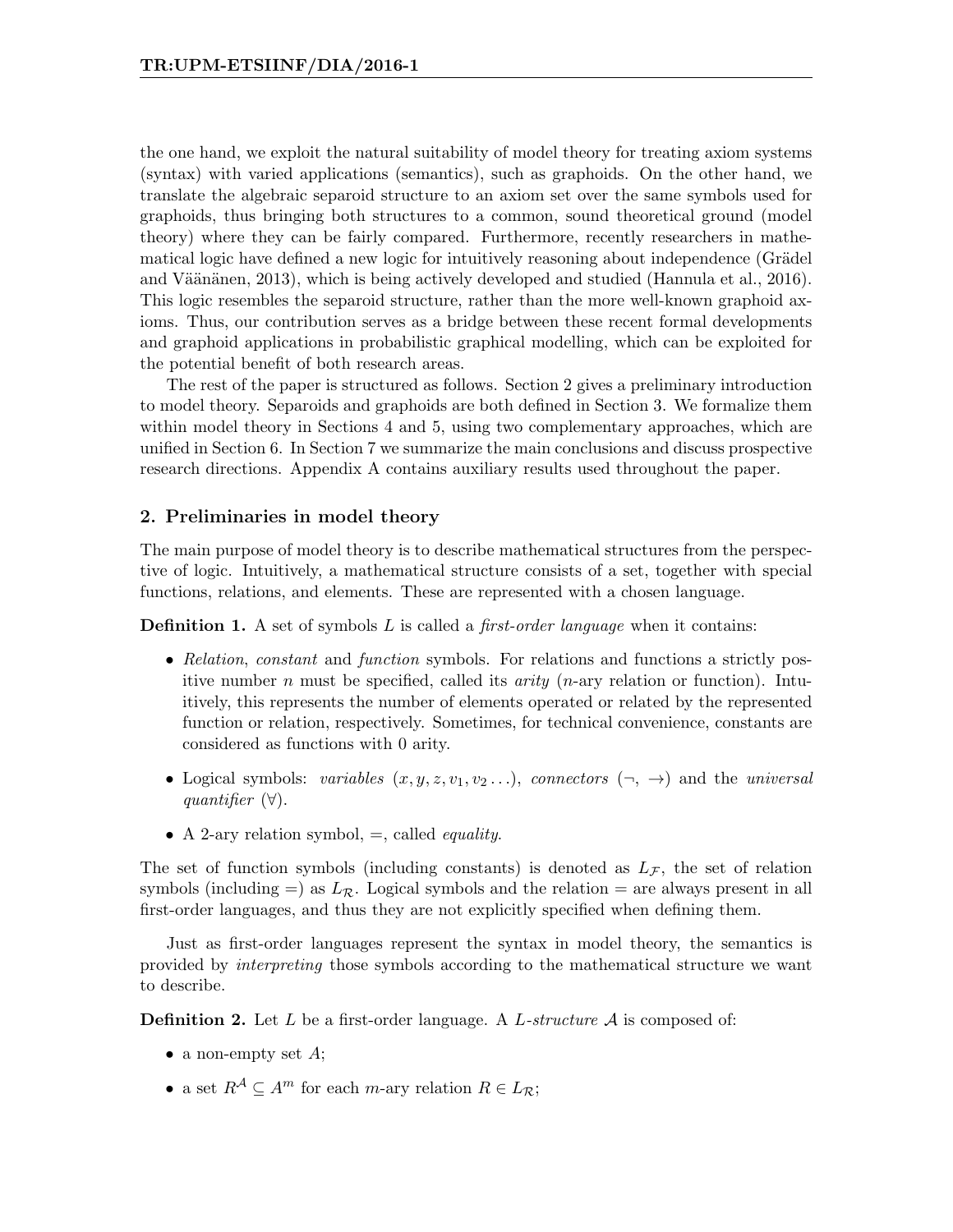the one hand, we exploit the natural suitability of model theory for treating axiom systems (syntax) with varied applications (semantics), such as graphoids. On the other hand, we translate the algebraic separoid structure to an axiom set over the same symbols used for graphoids, thus bringing both structures to a common, sound theoretical ground (model theory) where they can be fairly compared. Furthermore, recently researchers in mathematical logic have defined a new logic for intuitively reasoning about independence (Grädel and Väänänen, 2013), which is being actively developed and studied (Hannula et al., 2016). This logic resembles the separoid structure, rather than the more well-known graphoid axioms. Thus, our contribution serves as a bridge between these recent formal developments and graphoid applications in probabilistic graphical modelling, which can be exploited for the potential benefit of both research areas.

The rest of the paper is structured as follows. Section 2 gives a preliminary introduction to model theory. Separoids and graphoids are both defined in Section 3. We formalize them within model theory in Sections 4 and 5, using two complementary approaches, which are unified in Section 6. In Section 7 we summarize the main conclusions and discuss prospective research directions. Appendix A contains auxiliary results used throughout the paper.

## 2. Preliminaries in model theory

The main purpose of model theory is to describe mathematical structures from the perspective of logic. Intuitively, a mathematical structure consists of a set, together with special functions, relations, and elements. These are represented with a chosen language.

**Definition 1.** A set of symbols $L$ is called a *first-order language* when it contains:

- *Relation*, *constant* and *function* symbols. For relations and functions a strictly positive number $n$ must be specified, called its *arity* ($n$-ary relation or function). Intuitively, this represents the number of elements operated or related by the represented function or relation, respectively. Sometimes, for technical convenience, constants are considered as functions with 0 arity.
- Logical symbols: *variables* ($x, y, z, v_1, v_2 \ldots$), *connectors* ($\neg$, $\rightarrow$) and the *universal quantifier* ($\forall$).
- A 2-ary relation symbol, $=$, called *equality*.

The set of function symbols (including constants) is denoted as $L_{\mathcal{F}}$, the set of relation symbols (including $=$) as $L_{\mathcal{R}}$. Logical symbols and the relation $=$ are always present in all first-order languages, and thus they are not explicitly specified when defining them.

Just as first-order languages represent the syntax in model theory, the semantics is provided by *interpreting* those symbols according to the mathematical structure we want to describe.

**Definition 2.** Let $L$ be a first-order language. A *$L$-structure* $\mathcal{A}$ is composed of:

- a non-empty set $A$;
- a set $R^{\mathcal{A}} \subseteq A^m$ for each $m$-ary relation $R \in L_{\mathcal{R}}$;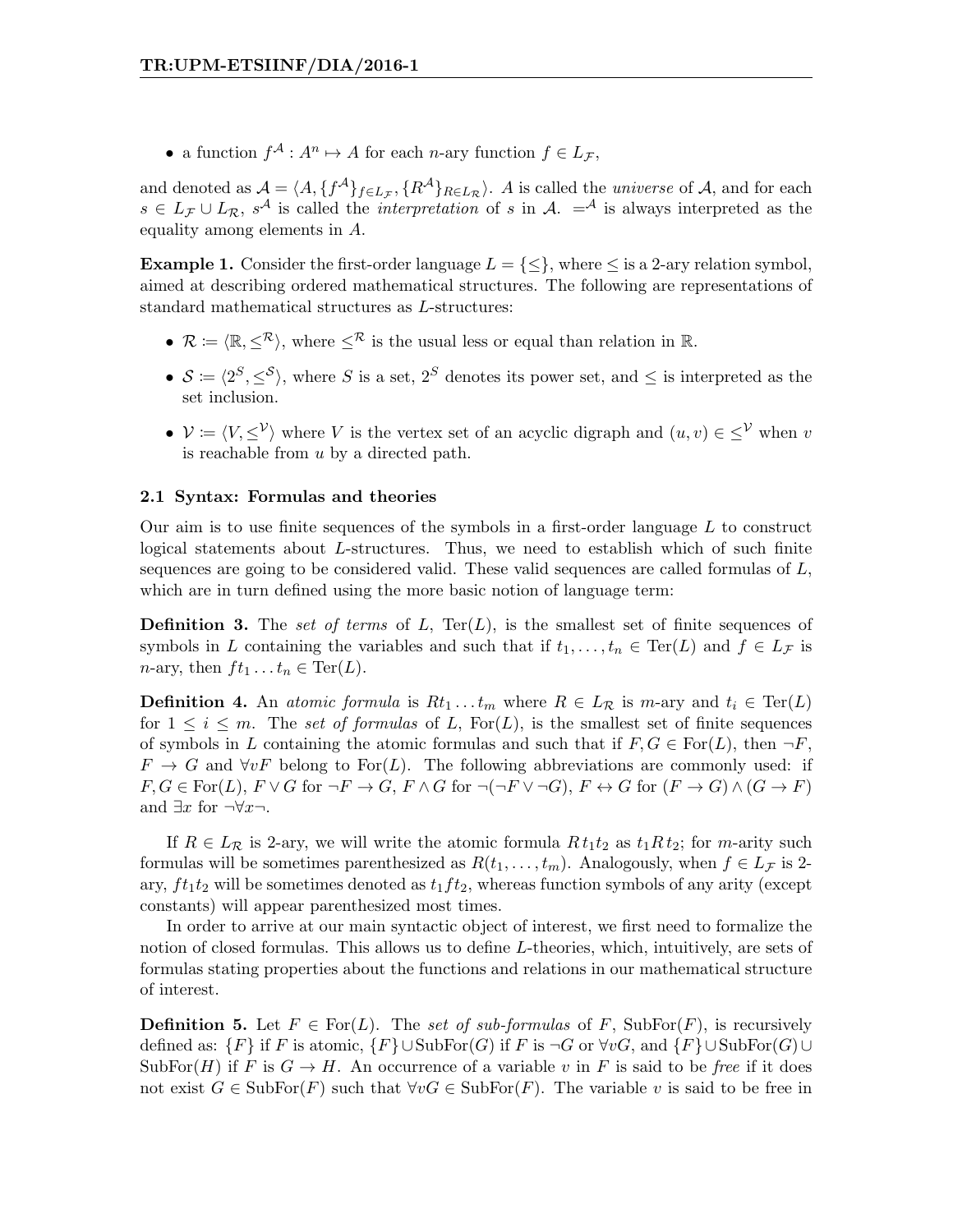- a function $f^{\mathcal{A}} : A^n \mapsto A$ for each $n$-ary function $f \in L_{\mathcal{F}}$,

and denoted as $\mathcal{A} = \langle A, \{f^{\mathcal{A}}\}_{f \in L_{\mathcal{F}}}, \{R^{\mathcal{A}}\}_{R \in L_{\mathcal{R}}} \rangle$. $A$ is called the *universe* of $\mathcal{A}$, and for each $s \in L_{\mathcal{F}} \cup L_{\mathcal{R}}$, $s^{\mathcal{A}}$ is called the *interpretation* of $s$ in $\mathcal{A}$. $=^{\mathcal{A}}$ is always interpreted as the equality among elements in $A$.

**Example 1.** Consider the first-order language $L = \{\leq\}$, where $\leq$ is a 2-ary relation symbol, aimed at describing ordered mathematical structures. The following are representations of standard mathematical structures as $L$-structures:

- $\mathcal{R} \coloneqq \langle \mathbb{R}, \leq^{\mathcal{R}} \rangle$, where $\leq^{\mathcal{R}}$ is the usual less or equal than relation in $\mathbb{R}$.
- $\mathcal{S} \coloneqq \langle 2^S, \leq^{\mathcal{S}} \rangle$, where $S$ is a set, $2^S$ denotes its power set, and $\leq$ is interpreted as the set inclusion.
- $\mathcal{V} \coloneqq \langle V, \leq^{\mathcal{V}} \rangle$ where $V$ is the vertex set of an acyclic digraph and $(u, v) \in \leq^{\mathcal{V}}$ when $v$ is reachable from $u$ by a directed path.

### 2.1 Syntax: Formulas and theories

Our aim is to use finite sequences of the symbols in a first-order language $L$ to construct logical statements about $L$-structures. Thus, we need to establish which of such finite sequences are going to be considered valid. These valid sequences are called formulas of $L$, which are in turn defined using the more basic notion of language term:

**Definition 3.** The *set of terms* of $L$, $\mathrm{Ter}(L)$, is the smallest set of finite sequences of symbols in $L$ containing the variables and such that if $t_1, \ldots, t_n \in \mathrm{Ter}(L)$ and $f \in L_{\mathcal{F}}$ is $n$-ary, then $ft_1 \ldots t_n \in \mathrm{Ter}(L)$.

**Definition 4.** An *atomic formula* is $Rt_1 \ldots t_m$ where $R \in L_{\mathcal{R}}$ is $m$-ary and $t_i \in \mathrm{Ter}(L)$ for $1 \leq i \leq m$. The *set of formulas* of $L$, $\mathrm{For}(L)$, is the smallest set of finite sequences of symbols in $L$ containing the atomic formulas and such that if $F, G \in \mathrm{For}(L)$, then $\neg F$, $F \to G$ and $\forall v F$ belong to $\mathrm{For}(L)$. The following abbreviations are commonly used: if $F, G \in \mathrm{For}(L)$, $F \vee G$ for $\neg F \to G$, $F \wedge G$ for $\neg(\neg F \vee \neg G)$, $F \leftrightarrow G$ for $(F \to G) \wedge (G \to F)$ and $\exists x$ for $\neg \forall x \neg$.

If $R \in L_{\mathcal{R}}$ is 2-ary, we will write the atomic formula $R t_1 t_2$ as $t_1 R t_2$; for $m$-arity such formulas will be sometimes parenthesized as $R(t_1, \ldots, t_m)$. Analogously, when $f \in L_{\mathcal{F}}$ is 2-ary, $ft_1t_2$ will be sometimes denoted as $t_1 f t_2$, whereas function symbols of any arity (except constants) will appear parenthesized most times.

In order to arrive at our main syntactic object of interest, we first need to formalize the notion of closed formulas. This allows us to define $L$-theories, which, intuitively, are sets of formulas stating properties about the functions and relations in our mathematical structure of interest.

**Definition 5.** Let $F \in \mathrm{For}(L)$. The *set of sub-formulas* of $F$, $\mathrm{SubFor}(F)$, is recursively defined as: $\{F\}$ if $F$ is atomic, $\{F\} \cup \mathrm{SubFor}(G)$ if $F$ is $\neg G$ or $\forall v G$, and $\{F\} \cup \mathrm{SubFor}(G) \cup \mathrm{SubFor}(H)$ if $F$ is $G \to H$. An occurrence of a variable $v$ in $F$ is said to be *free* if it does not exist $G \in \mathrm{SubFor}(F)$ such that $\forall v G \in \mathrm{SubFor}(F)$. The variable $v$ is said to be free in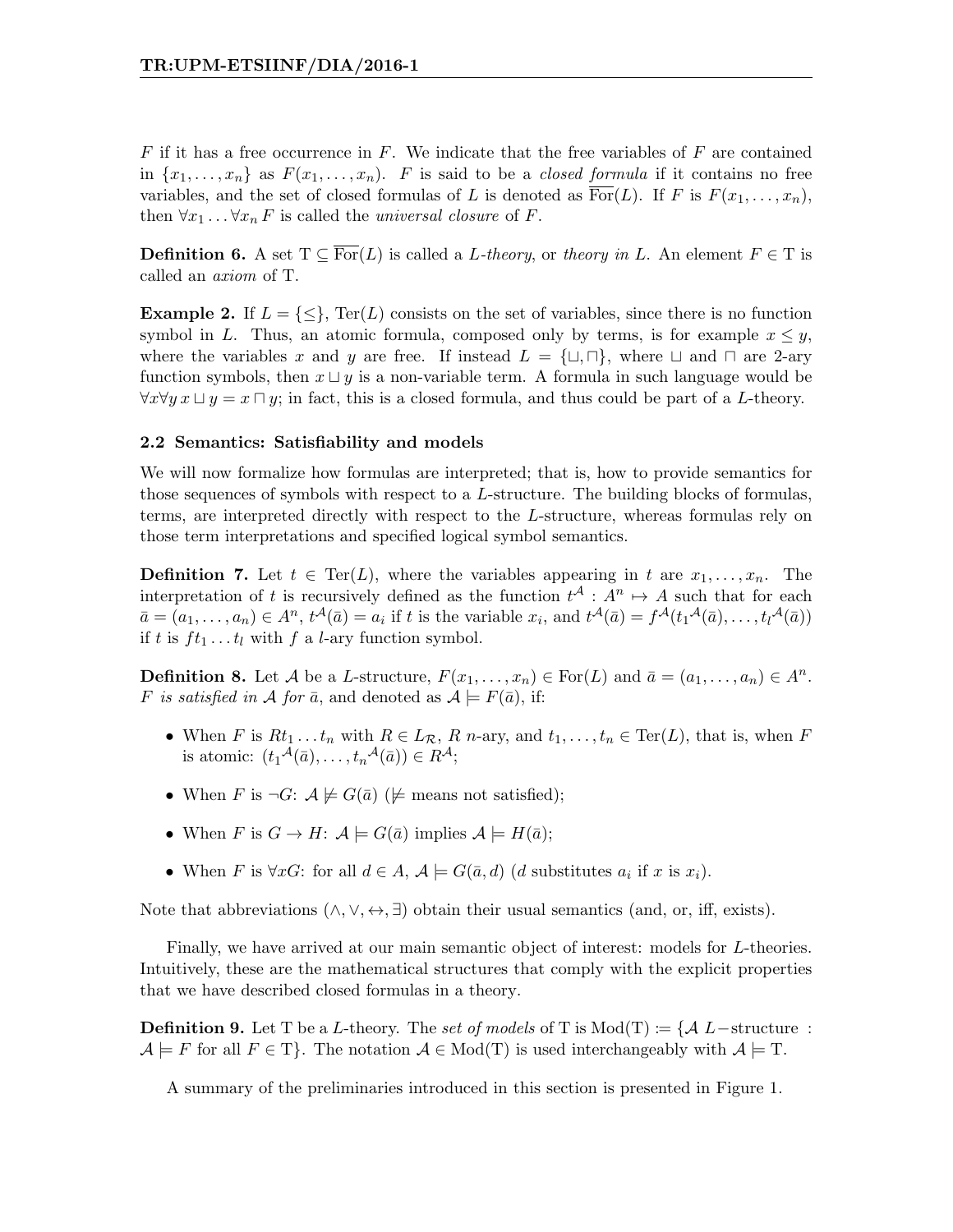$F$ if it has a free occurrence in $F$. We indicate that the free variables of $F$ are contained in $\{x_1, \ldots, x_n\}$ as $F(x_1, \ldots, x_n)$. $F$ is said to be a *closed formula* if it contains no free variables, and the set of closed formulas of $L$ is denoted as $\overline{\text{For}}(L)$. If $F$ is $F(x_1, \ldots, x_n)$, then $\forall x_1 \ldots \forall x_n F$ is called the *universal closure* of $F$.

**Definition 6.** A set $\text{T} \subseteq \overline{\text{For}}(L)$ is called a *L-theory*, or *theory in* $L$. An element $F \in \text{T}$ is called an *axiom* of T.

**Example 2.** If $L = \{\leq\}$, $\text{Ter}(L)$ consists on the set of variables, since there is no function symbol in $L$. Thus, an atomic formula, composed only by terms, is for example $x \leq y$, where the variables $x$ and $y$ are free. If instead $L = \{\sqcup, \sqcap\}$, where $\sqcup$ and $\sqcap$ are 2-ary function symbols, then $x \sqcup y$ is a non-variable term. A formula in such language would be $\forall x \forall y\, x \sqcup y = x \sqcap y$; in fact, this is a closed formula, and thus could be part of a $L$-theory.

### 2.2 Semantics: Satisfiability and models

We will now formalize how formulas are interpreted; that is, how to provide semantics for those sequences of symbols with respect to a $L$-structure. The building blocks of formulas, terms, are interpreted directly with respect to the $L$-structure, whereas formulas rely on those term interpretations and specified logical symbol semantics.

**Definition 7.** Let $t \in \text{Ter}(L)$, where the variables appearing in $t$ are $x_1, \ldots, x_n$. The interpretation of $t$ is recursively defined as the function $t^{\mathcal{A}} : A^n \mapsto A$ such that for each $\bar{a} = (a_1, \ldots, a_n) \in A^n$, $t^{\mathcal{A}}(\bar{a}) = a_i$ if $t$ is the variable $x_i$, and $t^{\mathcal{A}}(\bar{a}) = f^{\mathcal{A}}({t_1}^{\mathcal{A}}(\bar{a}), \ldots, {t_l}^{\mathcal{A}}(\bar{a}))$ if $t$ is $ft_1 \ldots t_l$ with $f$ a $l$-ary function symbol.

**Definition 8.** Let $\mathcal{A}$ be a $L$-structure, $F(x_1, \ldots, x_n) \in \text{For}(L)$ and $\bar{a} = (a_1, \ldots, a_n) \in A^n$. *$F$ is satisfied in $\mathcal{A}$ for $\bar{a}$*, and denoted as $\mathcal{A} \models F(\bar{a})$, if:

- When $F$ is $Rt_1 \ldots t_n$ with $R \in L_{\mathcal{R}}$, $R$ $n$-ary, and $t_1, \ldots, t_n \in \text{Ter}(L)$, that is, when $F$ is atomic: $({t_1}^{\mathcal{A}}(\bar{a}), \ldots, {t_n}^{\mathcal{A}}(\bar{a})) \in R^{\mathcal{A}}$;
- When $F$ is $\neg G$: $\mathcal{A} \not\models G(\bar{a})$ ($\not\models$ means not satisfied);
- When $F$ is $G \to H$: $\mathcal{A} \models G(\bar{a})$ implies $\mathcal{A} \models H(\bar{a})$;
- When $F$ is $\forall x G$: for all $d \in A$, $\mathcal{A} \models G(\bar{a}, d)$ ($d$ substitutes $a_i$ if $x$ is $x_i$).

Note that abbreviations ($\wedge, \vee, \leftrightarrow, \exists$) obtain their usual semantics (and, or, iff, exists).

Finally, we have arrived at our main semantic object of interest: models for $L$-theories. Intuitively, these are the mathematical structures that comply with the explicit properties that we have described closed formulas in a theory.

**Definition 9.** Let T be a $L$-theory. The *set of models* of T is $\text{Mod}(\text{T}) := \{\mathcal{A}\ L\text{-structure} : \mathcal{A} \models F \text{ for all } F \in \text{T}\}$. The notation $\mathcal{A} \in \text{Mod}(\text{T})$ is used interchangeably with $\mathcal{A} \models \text{T}$.

A summary of the preliminaries introduced in this section is presented in Figure 1.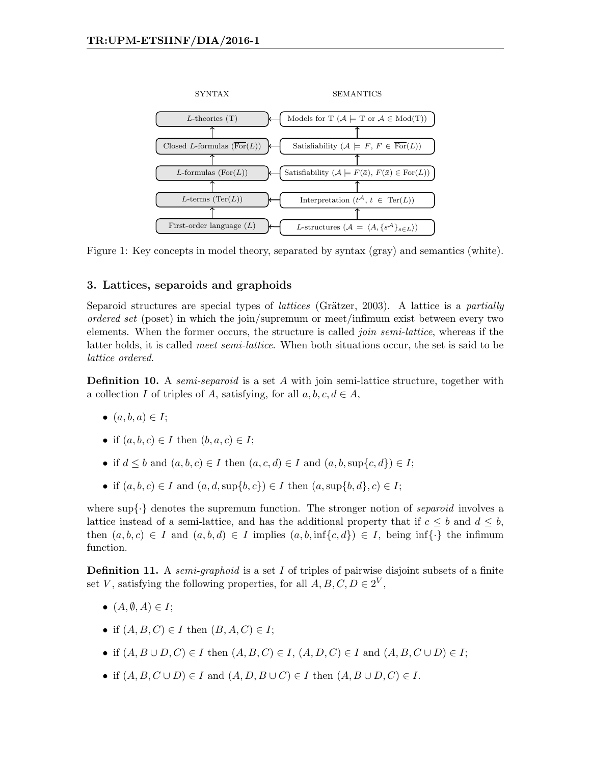| SYNTAX | | SEMANTICS |
|---|---|---|
| $L$-theories (T) | ← | Models for T ($\mathcal{A} \models$ T or $\mathcal{A} \in$ Mod(T)) |
| Closed $L$-formulas ($\overline{\text{For}}(L)$) | ← | Satisfiability ($\mathcal{A} \models F$, $F \in \overline{\text{For}}(L)$) |
| $L$-formulas (For($L$)) | ← | Satisfiability ($\mathcal{A} \models F(\bar{a})$, $F(\bar{x}) \in$ For($L$)) |
| $L$-terms (Ter($L$)) | ← | Interpretation ($t^{\mathcal{A}}$, $t \in$ Ter($L$)) |
| First-order language ($L$) | ← | $L$-structures ($\mathcal{A} = \langle A, \{s^{\mathcal{A}}\}_{s \in L} \rangle$) |

Figure 1: Key concepts in model theory, separated by syntax (gray) and semantics (white).

## 3. Lattices, separoids and graphoids

Separoid structures are special types of *lattices* (Grätzer, 2003). A lattice is a *partially ordered set* (poset) in which the join/supremum or meet/infimum exist between every two elements. When the former occurs, the structure is called *join semi-lattice*, whereas if the latter holds, it is called *meet semi-lattice*. When both situations occur, the set is said to be *lattice ordered*.

**Definition 10.** A *semi-separoid* is a set $A$ with join semi-lattice structure, together with a collection $I$ of triples of $A$, satisfying, for all $a, b, c, d \in A$,

- $(a, b, a) \in I$;
- if $(a, b, c) \in I$ then $(b, a, c) \in I$;
- if $d \leq b$ and $(a, b, c) \in I$ then $(a, c, d) \in I$ and $(a, b, \sup\{c, d\}) \in I$;
- if $(a, b, c) \in I$ and $(a, d, \sup\{b, c\}) \in I$ then $(a, \sup\{b, d\}, c) \in I$;

where $\sup\{\cdot\}$ denotes the supremum function. The stronger notion of *separoid* involves a lattice instead of a semi-lattice, and has the additional property that if $c \leq b$ and $d \leq b$, then $(a, b, c) \in I$ and $(a, b, d) \in I$ implies $(a, b, \inf\{c, d\}) \in I$, being $\inf\{\cdot\}$ the infimum function.

**Definition 11.** A *semi-graphoid* is a set $I$ of triples of pairwise disjoint subsets of a finite set $V$, satisfying the following properties, for all $A, B, C, D \in 2^V$,

- $(A, \emptyset, A) \in I$;
- if $(A, B, C) \in I$ then $(B, A, C) \in I$;
- if $(A, B \cup D, C) \in I$ then $(A, B, C) \in I$, $(A, D, C) \in I$ and $(A, B, C \cup D) \in I$;
- if $(A, B, C \cup D) \in I$ and $(A, D, B \cup C) \in I$ then $(A, B \cup D, C) \in I$.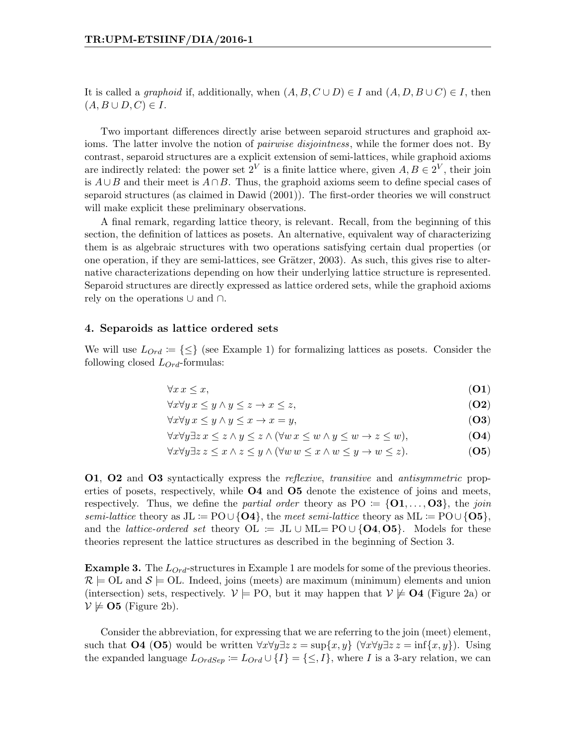It is called a *graphoid* if, additionally, when $(A, B, C \cup D) \in I$ and $(A, D, B \cup C) \in I$, then $(A, B \cup D, C) \in I$.

Two important differences directly arise between separoid structures and graphoid axioms. The latter involve the notion of *pairwise disjointness*, while the former does not. By contrast, separoid structures are a explicit extension of semi-lattices, while graphoid axioms are indirectly related: the power set $2^V$ is a finite lattice where, given $A, B \in 2^V$, their join is $A \cup B$ and their meet is $A \cap B$. Thus, the graphoid axioms seem to define special cases of separoid structures (as claimed in Dawid (2001)). The first-order theories we will construct will make explicit these preliminary observations.

A final remark, regarding lattice theory, is relevant. Recall, from the beginning of this section, the definition of lattices as posets. An alternative, equivalent way of characterizing them is as algebraic structures with two operations satisfying certain dual properties (or one operation, if they are semi-lattices, see Grätzer, 2003). As such, this gives rise to alternative characterizations depending on how their underlying lattice structure is represented. Separoid structures are directly expressed as lattice ordered sets, while the graphoid axioms rely on the operations $\cup$ and $\cap$.

## 4. Separoids as lattice ordered sets

We will use $L_{Ord} \coloneqq \{\leq\}$ (see Example 1) for formalizing lattices as posets. Consider the following closed $L_{Ord}$-formulas:

$$\forall x \, x \leq x, \qquad \textbf{(O1)}$$

$$\forall x \forall y \, x \leq y \land y \leq z \rightarrow x \leq z, \qquad \textbf{(O2)}$$

$$\forall x \forall y \, x \leq y \land y \leq x \rightarrow x = y, \qquad \textbf{(O3)}$$

$$\forall x \forall y \exists z \, x \leq z \land y \leq z \land (\forall w \, x \leq w \land y \leq w \rightarrow z \leq w), \qquad \textbf{(O4)}$$

$$\forall x \forall y \exists z \, z \leq x \land z \leq y \land (\forall w \, w \leq x \land w \leq y \rightarrow w \leq z). \qquad \textbf{(O5)}$$

**O1**, **O2** and **O3** syntactically express the *reflexive*, *transitive* and *antisymmetric* properties of posets, respectively, while **O4** and **O5** denote the existence of joins and meets, respectively. Thus, we define the *partial order* theory as $\text{PO} \coloneqq \{\textbf{O1}, \ldots, \textbf{O3}\}$, the *join semi-lattice* theory as $\text{JL} \coloneqq \text{PO} \cup \{\textbf{O4}\}$, the *meet semi-lattice* theory as $\text{ML} \coloneqq \text{PO} \cup \{\textbf{O5}\}$, and the *lattice-ordered set* theory $\text{OL} \coloneqq \text{JL} \cup \text{ML} = \text{PO} \cup \{\textbf{O4}, \textbf{O5}\}$. Models for these theories represent the lattice structures as described in the beginning of Section 3.

**Example 3.** The $L_{Ord}$-structures in Example 1 are models for some of the previous theories. $\mathcal{R} \models \text{OL}$ and $\mathcal{S} \models \text{OL}$. Indeed, joins (meets) are maximum (minimum) elements and union (intersection) sets, respectively. $\mathcal{V} \models \text{PO}$, but it may happen that $\mathcal{V} \not\models \textbf{O4}$ (Figure 2a) or $\mathcal{V} \not\models \textbf{O5}$ (Figure 2b).

Consider the abbreviation, for expressing that we are referring to the join (meet) element, such that **O4** (**O5**) would be written $\forall x \forall y \exists z \, z = \sup\{x, y\}$ ($\forall x \forall y \exists z \, z = \inf\{x, y\}$). Using the expanded language $L_{OrdSep} \coloneqq L_{Ord} \cup \{I\} = \{\leq, I\}$, where $I$ is a 3-ary relation, we can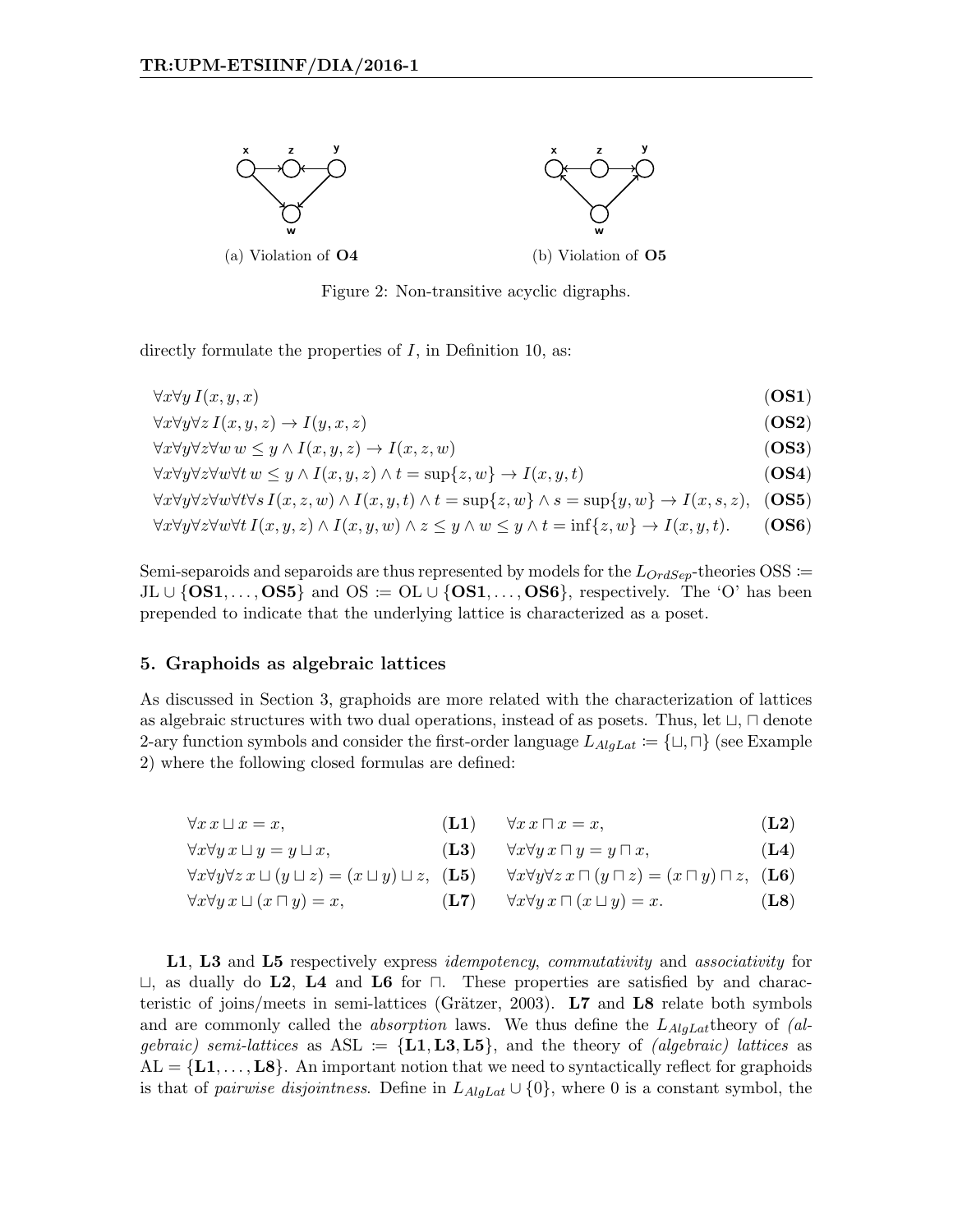(a) Violation of **O4**

(b) Violation of **O5**

Figure 2: Non-transitive acyclic digraphs.

directly formulate the properties of $I$, in Definition 10, as:

$$\forall x \forall y \, I(x, y, x) \quad (\textbf{OS1})$$

$$\forall x \forall y \forall z \, I(x, y, z) \rightarrow I(y, x, z) \quad (\textbf{OS2})$$

$$\forall x \forall y \forall z \forall w \, w \leq y \wedge I(x, y, z) \rightarrow I(x, z, w) \quad (\textbf{OS3})$$

$$\forall x \forall y \forall z \forall w \forall t \, w \leq y \wedge I(x, y, z) \wedge t = \sup\{z, w\} \rightarrow I(x, y, t) \quad (\textbf{OS4})$$

$$\forall x \forall y \forall z \forall w \forall t \forall s \, I(x, z, w) \wedge I(x, y, t) \wedge t = \sup\{z, w\} \wedge s = \sup\{y, w\} \rightarrow I(x, s, z), \quad (\textbf{OS5})$$

$$\forall x \forall y \forall z \forall w \forall t \, I(x, y, z) \wedge I(x, y, w) \wedge z \leq y \wedge w \leq y \wedge t = \inf\{z, w\} \rightarrow I(x, y, t). \quad (\textbf{OS6})$$

Semi-separoids and separoids are thus represented by models for the $L_{OrdSep}$-theories OSS $:=$ JL $\cup$ $\{\textbf{OS1}, \ldots, \textbf{OS5}\}$ and OS $:=$ OL $\cup$ $\{\textbf{OS1}, \ldots, \textbf{OS6}\}$, respectively. The 'O' has been prepended to indicate that the underlying lattice is characterized as a poset.

## 5. Graphoids as algebraic lattices

As discussed in Section 3, graphoids are more related with the characterization of lattices as algebraic structures with two dual operations, instead of as posets. Thus, let $\sqcup, \sqcap$ denote 2-ary function symbols and consider the first-order language $L_{AlgLat} := \{\sqcup, \sqcap\}$ (see Example 2) where the following closed formulas are defined:

$$\forall x \, x \sqcup x = x, \quad (\textbf{L1}) \qquad \forall x \, x \sqcap x = x, \quad (\textbf{L2})$$

$$\forall x \forall y \, x \sqcup y = y \sqcup x, \quad (\textbf{L3}) \qquad \forall x \forall y \, x \sqcap y = y \sqcap x, \quad (\textbf{L4})$$

$$\forall x \forall y \forall z \, x \sqcup (y \sqcup z) = (x \sqcup y) \sqcup z, \quad (\textbf{L5}) \qquad \forall x \forall y \forall z \, x \sqcap (y \sqcap z) = (x \sqcap y) \sqcap z, \quad (\textbf{L6})$$

$$\forall x \forall y \, x \sqcup (x \sqcap y) = x, \quad (\textbf{L7}) \qquad \forall x \forall y \, x \sqcap (x \sqcup y) = x. \quad (\textbf{L8})$$

**L1**, **L3** and **L5** respectively express *idempotency*, *commutativity* and *associativity* for $\sqcup$, as dually do **L2**, **L4** and **L6** for $\sqcap$. These properties are satisfied by and characteristic of joins/meets in semi-lattices (Grätzer, 2003). **L7** and **L8** relate both symbols and are commonly called the *absorption* laws. We thus define the $L_{AlgLat}$theory of *(algebraic) semi-lattices* as ASL $:=$ $\{\textbf{L1}, \textbf{L3}, \textbf{L5}\}$, and the theory of *(algebraic) lattices* as AL $=$ $\{\textbf{L1}, \ldots, \textbf{L8}\}$. An important notion that we need to syntactically reflect for graphoids is that of *pairwise disjointness*. Define in $L_{AlgLat} \cup \{0\}$, where 0 is a constant symbol, the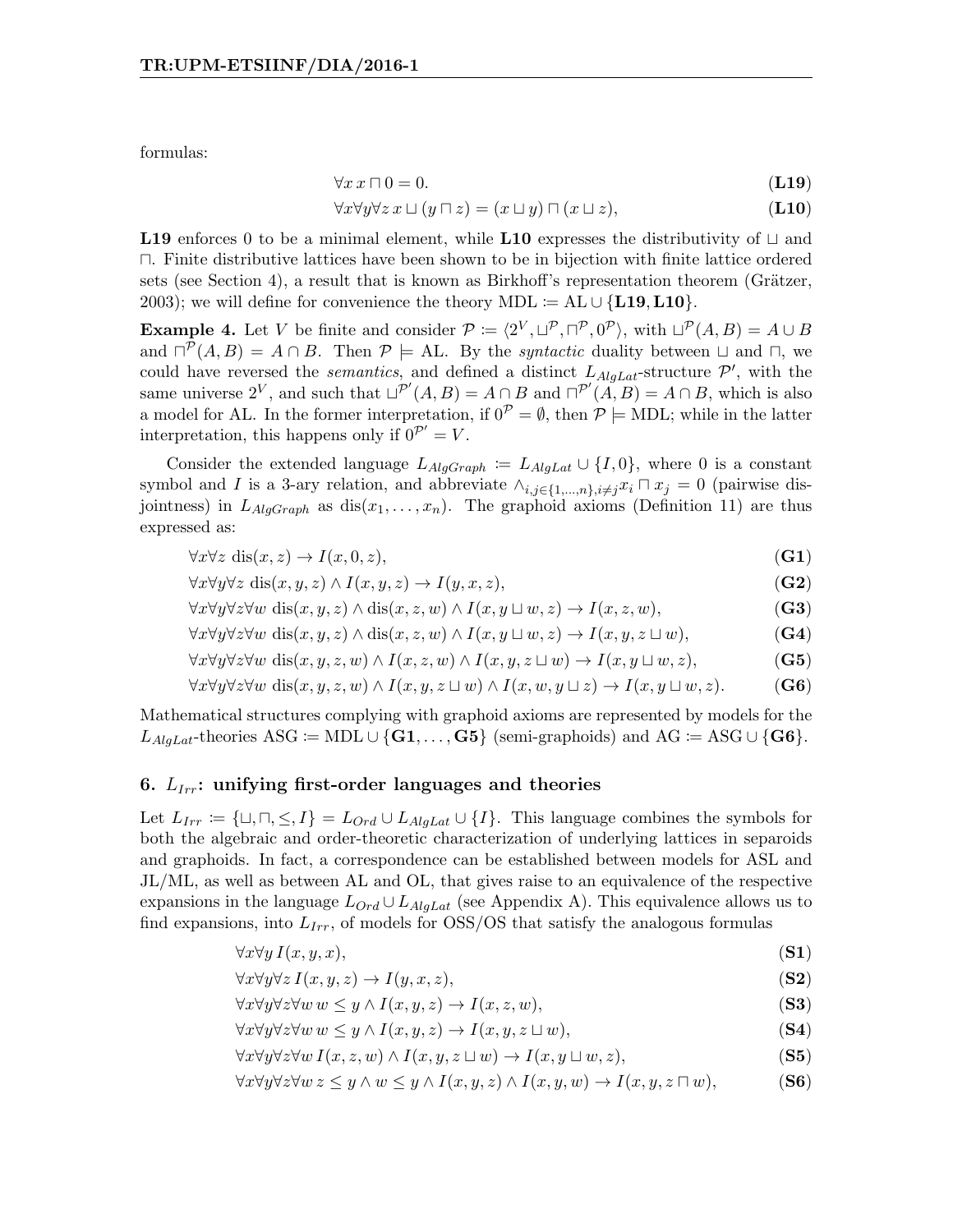formulas:

$$\forall x\, x \sqcap 0 = 0. \qquad (\mathbf{L19})$$

$$\forall x \forall y \forall z\, x \sqcup (y \sqcap z) = (x \sqcup y) \sqcap (x \sqcup z), \qquad (\mathbf{L10})$$

**L19** enforces 0 to be a minimal element, while **L10** expresses the distributivity of $\sqcup$ and $\sqcap$. Finite distributive lattices have been shown to be in bijection with finite lattice ordered sets (see Section 4), a result that is known as Birkhoff's representation theorem (Grätzer, 2003); we will define for convenience the theory MDL $:=$ AL $\cup \{\mathbf{L19}, \mathbf{L10}\}$.

**Example 4.** Let $V$ be finite and consider $\mathcal{P} := \langle 2^V, \sqcup^{\mathcal{P}}, \sqcap^{\mathcal{P}}, 0^{\mathcal{P}} \rangle$, with $\sqcup^{\mathcal{P}}(A, B) = A \cup B$ and $\sqcap^{\mathcal{P}}(A, B) = A \cap B$. Then $\mathcal{P} \models$ AL. By the *syntactic* duality between $\sqcup$ and $\sqcap$, we could have reversed the *semantics*, and defined a distinct $L_{AlgLat}$-structure $\mathcal{P}'$, with the same universe $2^V$, and such that $\sqcup^{\mathcal{P}'}(A, B) = A \cap B$ and $\sqcap^{\mathcal{P}'}(A, B) = A \cap B$, which is also a model for AL. In the former interpretation, if $0^{\mathcal{P}} = \emptyset$, then $\mathcal{P} \models$ MDL; while in the latter interpretation, this happens only if $0^{\mathcal{P}'} = V$.

Consider the extended language $L_{AlgGraph} := L_{AlgLat} \cup \{I, 0\}$, where 0 is a constant symbol and $I$ is a 3-ary relation, and abbreviate $\wedge_{i,j \in \{1,\dots,n\}, i \neq j} x_i \sqcap x_j = 0$ (pairwise disjointness) in $L_{AlgGraph}$ as $\mathrm{dis}(x_1, \dots, x_n)$. The graphoid axioms (Definition 11) are thus expressed as:

$$\forall x \forall z\ \mathrm{dis}(x, z) \to I(x, 0, z), \qquad (\mathbf{G1})$$

$$\forall x \forall y \forall z\ \mathrm{dis}(x, y, z) \wedge I(x, y, z) \to I(y, x, z), \qquad (\mathbf{G2})$$

$$\forall x \forall y \forall z \forall w\ \mathrm{dis}(x, y, z) \wedge \mathrm{dis}(x, z, w) \wedge I(x, y \sqcup w, z) \to I(x, z, w), \qquad (\mathbf{G3})$$

$$\forall x \forall y \forall z \forall w\ \mathrm{dis}(x, y, z) \wedge \mathrm{dis}(x, z, w) \wedge I(x, y \sqcup w, z) \to I(x, y, z \sqcup w), \qquad (\mathbf{G4})$$

$$\forall x \forall y \forall z \forall w\ \mathrm{dis}(x, y, z, w) \wedge I(x, z, w) \wedge I(x, y, z \sqcup w) \to I(x, y \sqcup w, z), \qquad (\mathbf{G5})$$

$$\forall x \forall y \forall z \forall w\ \mathrm{dis}(x, y, z, w) \wedge I(x, y, z \sqcup w) \wedge I(x, w, y \sqcup z) \to I(x, y \sqcup w, z). \qquad (\mathbf{G6})$$

Mathematical structures complying with graphoid axioms are represented by models for the $L_{AlgLat}$-theories ASG $:=$ MDL $\cup \{\mathbf{G1}, \dots, \mathbf{G5}\}$ (semi-graphoids) and AG $:=$ ASG $\cup \{\mathbf{G6}\}$.

## 6. $L_{Irr}$: unifying first-order languages and theories

Let $L_{Irr} := \{\sqcup, \sqcap, \leq, I\} = L_{Ord} \cup L_{AlgLat} \cup \{I\}$. This language combines the symbols for both the algebraic and order-theoretic characterization of underlying lattices in separoids and graphoids. In fact, a correspondence can be established between models for ASL and JL/ML, as well as between AL and OL, that gives raise to an equivalence of the respective expansions in the language $L_{Ord} \cup L_{AlgLat}$ (see Appendix A). This equivalence allows us to find expansions, into $L_{Irr}$, of models for OSS/OS that satisfy the analogous formulas

$$\forall x \forall y\, I(x, y, x), \qquad (\mathbf{S1})$$

$$\forall x \forall y \forall z\, I(x, y, z) \to I(y, x, z), \qquad (\mathbf{S2})$$

$$\forall x \forall y \forall z \forall w\, w \leq y \wedge I(x, y, z) \to I(x, z, w), \qquad (\mathbf{S3})$$

$$\forall x \forall y \forall z \forall w\, w \leq y \wedge I(x, y, z) \to I(x, y, z \sqcup w), \qquad (\mathbf{S4})$$

$$\forall x \forall y \forall z \forall w\, I(x, z, w) \wedge I(x, y, z \sqcup w) \to I(x, y \sqcup w, z), \qquad (\mathbf{S5})$$

$$\forall x \forall y \forall z \forall w\, z \leq y \wedge w \leq y \wedge I(x, y, z) \wedge I(x, y, w) \to I(x, y, z \sqcap w), \qquad (\mathbf{S6})$$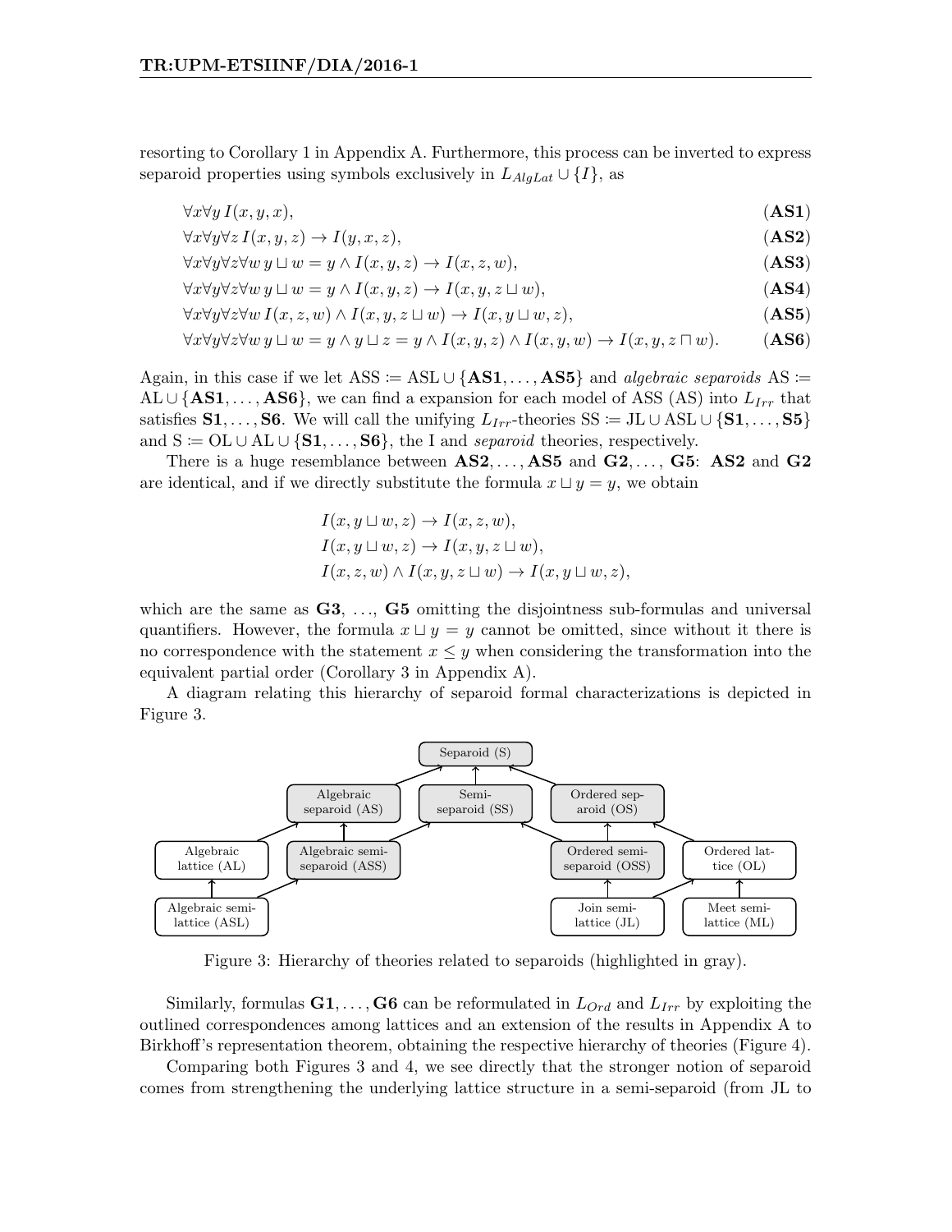resorting to Corollary 1 in Appendix A. Furthermore, this process can be inverted to express separoid properties using symbols exclusively in $L_{AlgLat} \cup \{I\}$, as

$$\forall x \forall y \, I(x, y, x), \qquad \textbf{(AS1)}$$

$$\forall x \forall y \forall z \, I(x, y, z) \rightarrow I(y, x, z), \qquad \textbf{(AS2)}$$

$$\forall x \forall y \forall z \forall w \, y \sqcup w = y \wedge I(x, y, z) \rightarrow I(x, z, w), \qquad \textbf{(AS3)}$$

$$\forall x \forall y \forall z \forall w \, y \sqcup w = y \wedge I(x, y, z) \rightarrow I(x, y, z \sqcup w), \qquad \textbf{(AS4)}$$

$$\forall x \forall y \forall z \forall w \, I(x, z, w) \wedge I(x, y, z \sqcup w) \rightarrow I(x, y \sqcup w, z), \qquad \textbf{(AS5)}$$

$$\forall x \forall y \forall z \forall w \, y \sqcup w = y \wedge y \sqcup z = y \wedge I(x, y, z) \wedge I(x, y, w) \rightarrow I(x, y, z \sqcap w). \qquad \textbf{(AS6)}$$

Again, in this case if we let $\mathrm{ASS} \coloneqq \mathrm{ASL} \cup \{\textbf{AS1}, \ldots, \textbf{AS5}\}$ and *algebraic separoids* $\mathrm{AS} \coloneqq \mathrm{AL} \cup \{\textbf{AS1}, \ldots, \textbf{AS6}\}$, we can find a expansion for each model of ASS (AS) into $L_{Irr}$ that satisfies $\textbf{S1}, \ldots, \textbf{S6}$. We will call the unifying $L_{Irr}$-theories $\mathrm{SS} \coloneqq \mathrm{JL} \cup \mathrm{ASL} \cup \{\textbf{S1}, \ldots, \textbf{S5}\}$ and $\mathrm{S} \coloneqq \mathrm{OL} \cup \mathrm{AL} \cup \{\textbf{S1}, \ldots, \textbf{S6}\}$, the I and *separoid* theories, respectively.

There is a huge resemblance between $\textbf{AS2}, \ldots, \textbf{AS5}$ and $\textbf{G2}, \ldots, \textbf{G5}$: **AS2** and **G2** are identical, and if we directly substitute the formula $x \sqcup y = y$, we obtain

$$I(x, y \sqcup w, z) \rightarrow I(x, z, w),$$
$$I(x, y \sqcup w, z) \rightarrow I(x, y, z \sqcup w),$$
$$I(x, z, w) \wedge I(x, y, z \sqcup w) \rightarrow I(x, y \sqcup w, z),$$

which are the same as **G3**, ..., **G5** omitting the disjointness sub-formulas and universal quantifiers. However, the formula $x \sqcup y = y$ cannot be omitted, since without it there is no correspondence with the statement $x \leq y$ when considering the transformation into the equivalent partial order (Corollary 3 in Appendix A).

A diagram relating this hierarchy of separoid formal characterizations is depicted in Figure 3.

Figure 3: Hierarchy of theories related to separoids (highlighted in gray).

Similarly, formulas $\textbf{G1}, \ldots, \textbf{G6}$ can be reformulated in $L_{Ord}$ and $L_{Irr}$ by exploiting the outlined correspondences among lattices and an extension of the results in Appendix A to Birkhoff's representation theorem, obtaining the respective hierarchy of theories (Figure 4).

Comparing both Figures 3 and 4, we see directly that the stronger notion of separoid comes from strengthening the underlying lattice structure in a semi-separoid (from JL to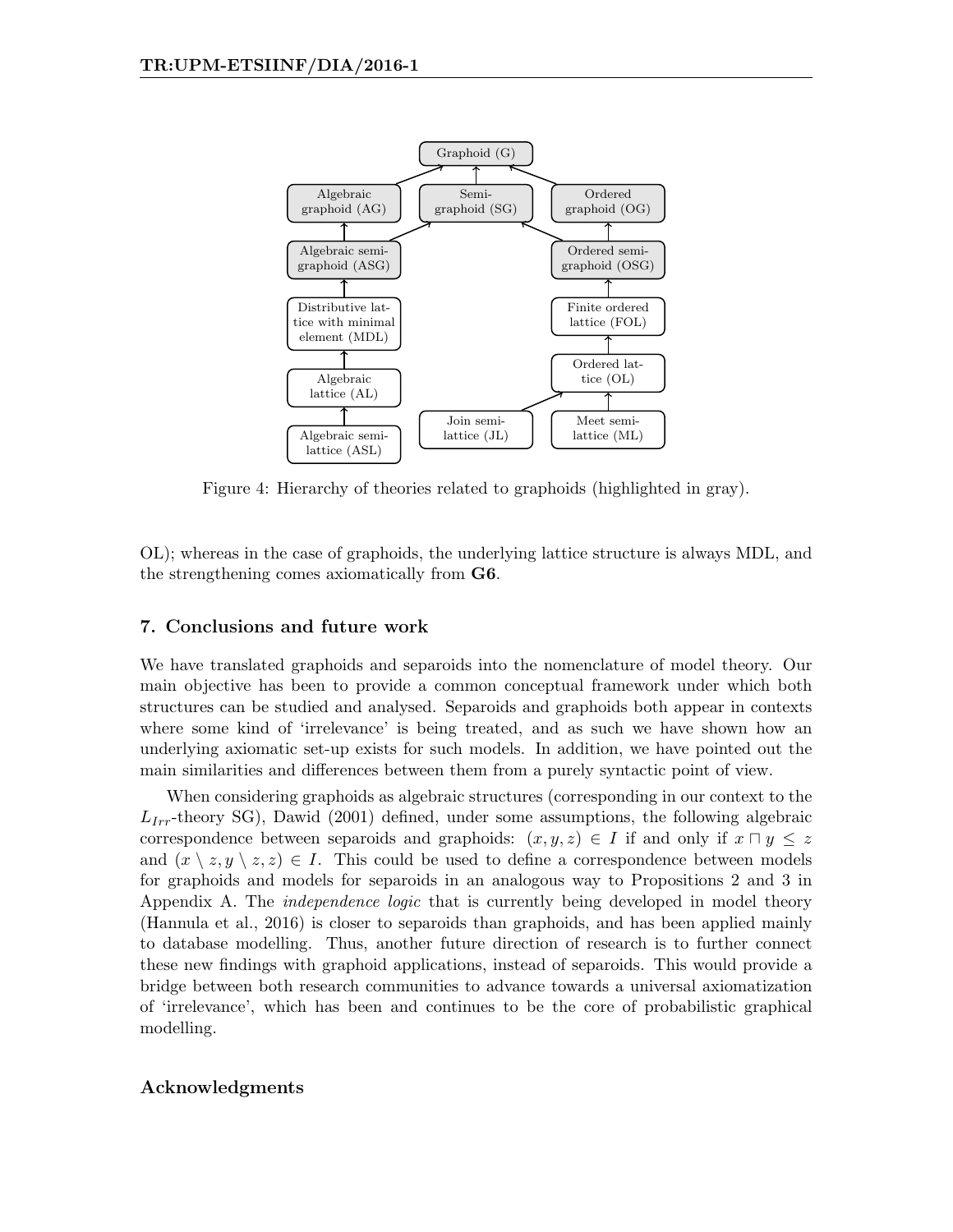Figure 4: Hierarchy of theories related to graphoids (highlighted in gray).

OL); whereas in the case of graphoids, the underlying lattice structure is always MDL, and the strengthening comes axiomatically from **G6**.

## 7. Conclusions and future work

We have translated graphoids and separoids into the nomenclature of model theory. Our main objective has been to provide a common conceptual framework under which both structures can be studied and analysed. Separoids and graphoids both appear in contexts where some kind of 'irrelevance' is being treated, and as such we have shown how an underlying axiomatic set-up exists for such models. In addition, we have pointed out the main similarities and differences between them from a purely syntactic point of view.

When considering graphoids as algebraic structures (corresponding in our context to the $L_{Irr}$-theory SG), Dawid (2001) defined, under some assumptions, the following algebraic correspondence between separoids and graphoids: $(x, y, z) \in I$ if and only if $x \sqcap y \leq z$ and $(x \setminus z, y \setminus z, z) \in I$. This could be used to define a correspondence between models for graphoids and models for separoids in an analogous way to Propositions 2 and 3 in Appendix A. The *independence logic* that is currently being developed in model theory (Hannula et al., 2016) is closer to separoids than graphoids, and has been applied mainly to database modelling. Thus, another future direction of research is to further connect these new findings with graphoid applications, instead of separoids. This would provide a bridge between both research communities to advance towards a universal axiomatization of 'irrelevance', which has been and continues to be the core of probabilistic graphical modelling.

## Acknowledgments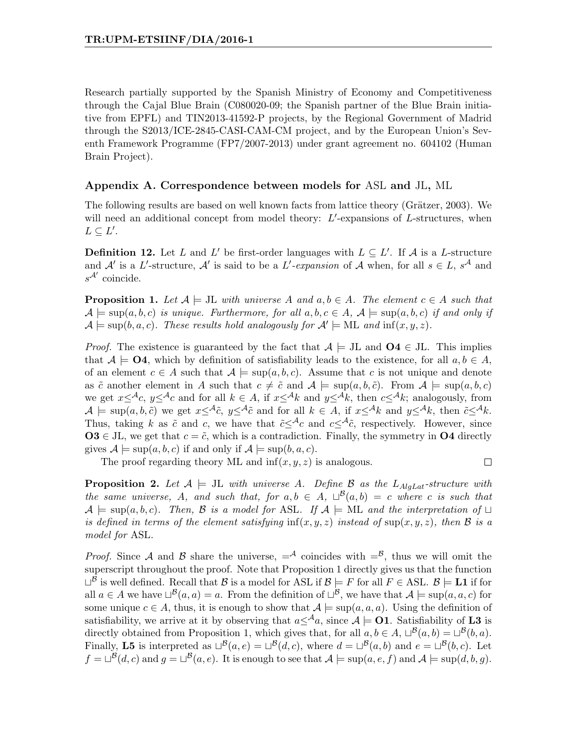Research partially supported by the Spanish Ministry of Economy and Competitiveness through the Cajal Blue Brain (C080020-09; the Spanish partner of the Blue Brain initiative from EPFL) and TIN2013-41592-P projects, by the Regional Government of Madrid through the S2013/ICE-2845-CASI-CAM-CM project, and by the European Union's Seventh Framework Programme (FP7/2007-2013) under grant agreement no. 604102 (Human Brain Project).

## Appendix A. Correspondence between models for ASL and JL, ML

The following results are based on well known facts from lattice theory (Grätzer, 2003). We will need an additional concept from model theory: $L'$-expansions of $L$-structures, when $L \subseteq L'$.

**Definition 12.** Let $L$ and $L'$ be first-order languages with $L \subseteq L'$. If $\mathcal{A}$ is a $L$-structure and $\mathcal{A}'$ is a $L'$-structure, $\mathcal{A}'$ is said to be a $L'$-*expansion* of $\mathcal{A}$ when, for all $s \in L$, $s^{\mathcal{A}}$ and $s^{\mathcal{A}'}$ coincide.

**Proposition 1.** *Let $\mathcal{A} \models$ JL with universe $A$ and $a, b \in A$. The element $c \in A$ such that $\mathcal{A} \models \sup(a, b, c)$ is unique. Furthermore, for all $a, b, c \in A$, $\mathcal{A} \models \sup(a, b, c)$ if and only if $\mathcal{A} \models \sup(b, a, c)$. These results hold analogously for $\mathcal{A}' \models$ ML and $\inf(x, y, z)$.*

*Proof.* The existence is guaranteed by the fact that $\mathcal{A} \models$ JL and **O4** $\in$ JL. This implies that $\mathcal{A} \models$ **O4**, which by definition of satisfiability leads to the existence, for all $a, b \in A$, of an element $c \in A$ such that $\mathcal{A} \models \sup(a, b, c)$. Assume that $c$ is not unique and denote as $\tilde{c}$ another element in $A$ such that $c \neq \tilde{c}$ and $\mathcal{A} \models \sup(a, b, \tilde{c})$. From $\mathcal{A} \models \sup(a, b, c)$ we get $x \leq^{\mathcal{A}} c$, $y \leq^{\mathcal{A}} c$ and for all $k \in A$, if $x \leq^{\mathcal{A}} k$ and $y \leq^{\mathcal{A}} k$, then $c \leq^{\mathcal{A}} k$; analogously, from $\mathcal{A} \models \sup(a, b, \tilde{c})$ we get $x \leq^{\mathcal{A}} \tilde{c}$, $y \leq^{\mathcal{A}} \tilde{c}$ and for all $k \in A$, if $x \leq^{\mathcal{A}} k$ and $y \leq^{\mathcal{A}} k$, then $\tilde{c} \leq^{\mathcal{A}} k$. Thus, taking $k$ as $\tilde{c}$ and $c$, we have that $\tilde{c} \leq^{\mathcal{A}} c$ and $c \leq^{\mathcal{A}} \tilde{c}$, respectively. However, since **O3** $\in$ JL, we get that $c = \tilde{c}$, which is a contradiction. Finally, the symmetry in **O4** directly gives $\mathcal{A} \models \sup(a, b, c)$ if and only if $\mathcal{A} \models \sup(b, a, c)$.

The proof regarding theory ML and $\inf(x, y, z)$ is analogous. $\square$

**Proposition 2.** *Let $\mathcal{A} \models$ JL with universe $A$. Define $\mathcal{B}$ as the $L_{AlgLat}$-structure with the same universe, $A$, and such that, for $a, b \in A$, $\sqcup^{\mathcal{B}}(a, b) = c$ where $c$ is such that $\mathcal{A} \models \sup(a, b, c)$. Then, $\mathcal{B}$ is a model for ASL. If $\mathcal{A} \models$ ML and the interpretation of $\sqcup$ is defined in terms of the element satisfying $\inf(x, y, z)$ instead of $\sup(x, y, z)$, then $\mathcal{B}$ is a model for ASL.*

*Proof.* Since $\mathcal{A}$ and $\mathcal{B}$ share the universe, $=^{\mathcal{A}}$ coincides with $=^{\mathcal{B}}$, thus we will omit the superscript throughout the proof. Note that Proposition 1 directly gives us that the function $\sqcup^{\mathcal{B}}$ is well defined. Recall that $\mathcal{B}$ is a model for ASL if $\mathcal{B} \models F$ for all $F \in$ ASL. $\mathcal{B} \models$ **L1** if for all $a \in A$ we have $\sqcup^{\mathcal{B}}(a, a) = a$. From the definition of $\sqcup^{\mathcal{B}}$, we have that $\mathcal{A} \models \sup(a, a, c)$ for some unique $c \in A$, thus, it is enough to show that $\mathcal{A} \models \sup(a, a, a)$. Using the definition of satisfiability, we arrive at it by observing that $a \leq^{\mathcal{A}} a$, since $\mathcal{A} \models$ **O1**. Satisfiability of **L3** is directly obtained from Proposition 1, which gives that, for all $a, b \in A$, $\sqcup^{\mathcal{B}}(a, b) = \sqcup^{\mathcal{B}}(b, a)$. Finally, **L5** is interpreted as $\sqcup^{\mathcal{B}}(a, e) = \sqcup^{\mathcal{B}}(d, c)$, where $d = \sqcup^{\mathcal{B}}(a, b)$ and $e = \sqcup^{\mathcal{B}}(b, c)$. Let $f = \sqcup^{\mathcal{B}}(d, c)$ and $g = \sqcup^{\mathcal{B}}(a, e)$. It is enough to see that $\mathcal{A} \models \sup(a, e, f)$ and $\mathcal{A} \models \sup(d, b, g)$.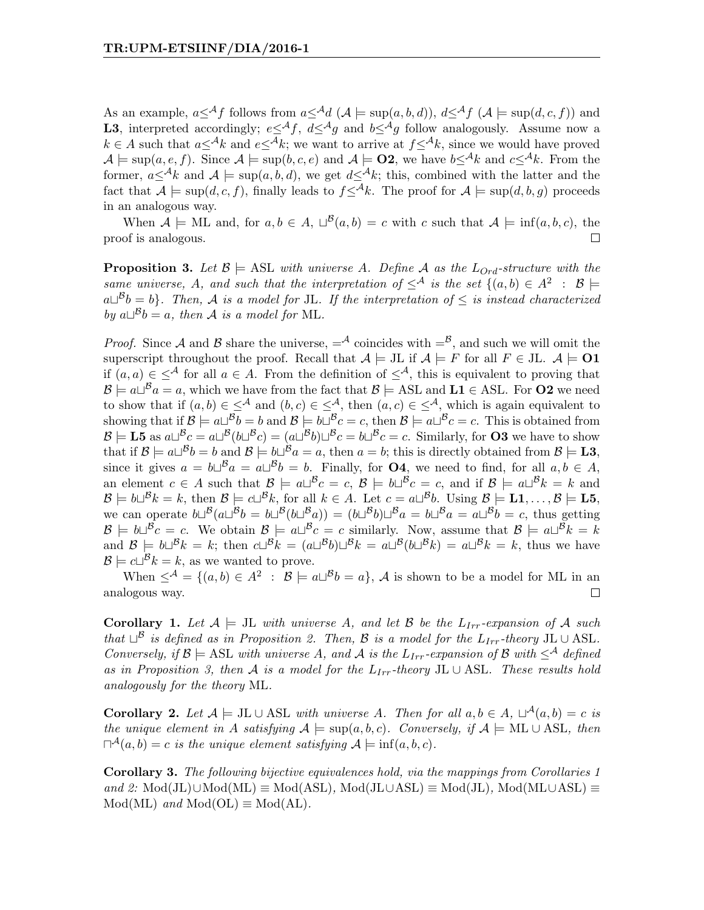As an example, $a \leq^{\mathcal{A}} f$ follows from $a \leq^{\mathcal{A}} d$ ($\mathcal{A} \models \sup(a, b, d)$), $d \leq^{\mathcal{A}} f$ ($\mathcal{A} \models \sup(d, c, f)$) and **L3**, interpreted accordingly; $e \leq^{\mathcal{A}} f$, $d \leq^{\mathcal{A}} g$ and $b \leq^{\mathcal{A}} g$ follow analogously. Assume now a $k \in A$ such that $a \leq^{\mathcal{A}} k$ and $e \leq^{\mathcal{A}} k$; we want to arrive at $f \leq^{\mathcal{A}} k$, since we would have proved $\mathcal{A} \models \sup(a, e, f)$. Since $\mathcal{A} \models \sup(b, c, e)$ and $\mathcal{A} \models$ **O2**, we have $b \leq^{\mathcal{A}} k$ and $c \leq^{\mathcal{A}} k$. From the former, $a \leq^{\mathcal{A}} k$ and $\mathcal{A} \models \sup(a, b, d)$, we get $d \leq^{\mathcal{A}} k$; this, combined with the latter and the fact that $\mathcal{A} \models \sup(d, c, f)$, finally leads to $f \leq^{\mathcal{A}} k$. The proof for $\mathcal{A} \models \sup(d, b, g)$ proceeds in an analogous way.

When $\mathcal{A} \models$ ML and, for $a, b \in A$, $\sqcup^{\mathcal{B}}(a, b) = c$ with $c$ such that $\mathcal{A} \models \inf(a, b, c)$, the proof is analogous. □

**Proposition 3.** *Let $\mathcal{B} \models$ ASL with universe $A$. Define $\mathcal{A}$ as the $L_{Ord}$-structure with the same universe, $A$, and such that the interpretation of $\leq^{\mathcal{A}}$ is the set $\{(a, b) \in A^2 \ : \ \mathcal{B} \models a \sqcup^{\mathcal{B}} b = b\}$. Then, $\mathcal{A}$ is a model for* JL. *If the interpretation of $\leq$ is instead characterized by $a \sqcup^{\mathcal{B}} b = a$, then $\mathcal{A}$ is a model for* ML.

*Proof.* Since $\mathcal{A}$ and $\mathcal{B}$ share the universe, $=^{\mathcal{A}}$ coincides with $=^{\mathcal{B}}$, and such we will omit the superscript throughout the proof. Recall that $\mathcal{A} \models$ JL if $\mathcal{A} \models F$ for all $F \in$ JL. $\mathcal{A} \models$ **O1** if $(a, a) \in \leq^{\mathcal{A}}$ for all $a \in A$. From the definition of $\leq^{\mathcal{A}}$, this is equivalent to proving that $\mathcal{B} \models a \sqcup^{\mathcal{B}} a = a$, which we have from the fact that $\mathcal{B} \models$ ASL and **L1** $\in$ ASL. For **O2** we need to show that if $(a, b) \in \leq^{\mathcal{A}}$ and $(b, c) \in \leq^{\mathcal{A}}$, then $(a, c) \in \leq^{\mathcal{A}}$, which is again equivalent to showing that if $\mathcal{B} \models a \sqcup^{\mathcal{B}} b = b$ and $\mathcal{B} \models b \sqcup^{\mathcal{B}} c = c$, then $\mathcal{B} \models a \sqcup^{\mathcal{B}} c = c$. This is obtained from $\mathcal{B} \models$ **L5** as $a \sqcup^{\mathcal{B}} c = a \sqcup^{\mathcal{B}} (b \sqcup^{\mathcal{B}} c) = (a \sqcup^{\mathcal{B}} b) \sqcup^{\mathcal{B}} c = b \sqcup^{\mathcal{B}} c = c$. Similarly, for **O3** we have to show that if $\mathcal{B} \models a \sqcup^{\mathcal{B}} b = b$ and $\mathcal{B} \models b \sqcup^{\mathcal{B}} a = a$, then $a = b$; this is directly obtained from $\mathcal{B} \models$ **L3**, since it gives $a = b \sqcup^{\mathcal{B}} a = a \sqcup^{\mathcal{B}} b = b$. Finally, for **O4**, we need to find, for all $a, b \in A$, an element $c \in A$ such that $\mathcal{B} \models a \sqcup^{\mathcal{B}} c = c$, $\mathcal{B} \models b \sqcup^{\mathcal{B}} c = c$, and if $\mathcal{B} \models a \sqcup^{\mathcal{B}} k = k$ and $\mathcal{B} \models b \sqcup^{\mathcal{B}} k = k$, then $\mathcal{B} \models c \sqcup^{\mathcal{B}} k$, for all $k \in A$. Let $c = a \sqcup^{\mathcal{B}} b$. Using $\mathcal{B} \models$ **L1**, ..., $\mathcal{B} \models$ **L5**, we can operate $b \sqcup^{\mathcal{B}} (a \sqcup^{\mathcal{B}} b = b \sqcup^{\mathcal{B}} (b \sqcup^{\mathcal{B}} a)) = (b \sqcup^{\mathcal{B}} b) \sqcup^{\mathcal{B}} a = b \sqcup^{\mathcal{B}} a = a \sqcup^{\mathcal{B}} b = c$, thus getting $\mathcal{B} \models b \sqcup^{\mathcal{B}} c = c$. We obtain $\mathcal{B} \models a \sqcup^{\mathcal{B}} c = c$ similarly. Now, assume that $\mathcal{B} \models a \sqcup^{\mathcal{B}} k = k$ and $\mathcal{B} \models b \sqcup^{\mathcal{B}} k = k$; then $c \sqcup^{\mathcal{B}} k = (a \sqcup^{\mathcal{B}} b) \sqcup^{\mathcal{B}} k = a \sqcup^{\mathcal{B}} (b \sqcup^{\mathcal{B}} k) = a \sqcup^{\mathcal{B}} k = k$, thus we have $\mathcal{B} \models c \sqcup^{\mathcal{B}} k = k$, as we wanted to prove.

When $\leq^{\mathcal{A}} = \{(a, b) \in A^2 \ : \ \mathcal{B} \models a \sqcup^{\mathcal{B}} b = a\}$, $\mathcal{A}$ is shown to be a model for ML in an analogous way. □

**Corollary 1.** *Let $\mathcal{A} \models$ JL with universe $A$, and let $\mathcal{B}$ be the $L_{Irr}$-expansion of $\mathcal{A}$ such that $\sqcup^{\mathcal{B}}$ is defined as in Proposition 2. Then, $\mathcal{B}$ is a model for the $L_{Irr}$-theory* JL $\cup$ ASL. *Conversely, if $\mathcal{B} \models$ ASL with universe $A$, and $\mathcal{A}$ is the $L_{Irr}$-expansion of $\mathcal{B}$ with $\leq^{\mathcal{A}}$ defined as in Proposition 3, then $\mathcal{A}$ is a model for the $L_{Irr}$-theory* JL $\cup$ ASL. *These results hold analogously for the theory* ML.

**Corollary 2.** *Let $\mathcal{A} \models$ JL $\cup$ ASL with universe $A$. Then for all $a, b \in A$, $\sqcup^{\mathcal{A}}(a, b) = c$ is the unique element in $A$ satisfying $\mathcal{A} \models \sup(a, b, c)$. Conversely, if $\mathcal{A} \models$ ML $\cup$ ASL, then $\sqcap^{\mathcal{A}}(a, b) = c$ is the unique element satisfying $\mathcal{A} \models \inf(a, b, c)$.*

**Corollary 3.** *The following bijective equivalences hold, via the mappings from Corollaries 1 and 2:* Mod(JL)$\cup$Mod(ML) $\equiv$ Mod(ASL), Mod(JL$\cup$ASL) $\equiv$ Mod(JL), Mod(ML$\cup$ASL) $\equiv$ Mod(ML) *and* Mod(OL) $\equiv$ Mod(AL).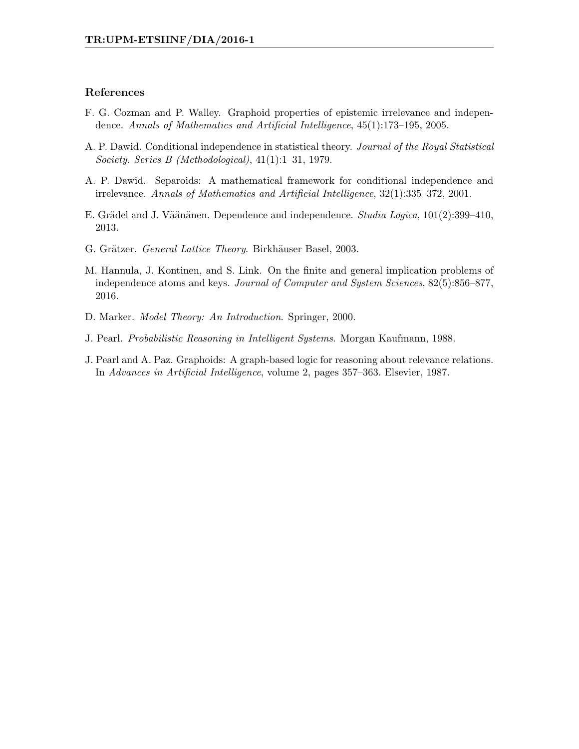## References

F. G. Cozman and P. Walley. Graphoid properties of epistemic irrelevance and independence. *Annals of Mathematics and Artificial Intelligence*, 45(1):173–195, 2005.

A. P. Dawid. Conditional independence in statistical theory. *Journal of the Royal Statistical Society. Series B (Methodological)*, 41(1):1–31, 1979.

A. P. Dawid. Separoids: A mathematical framework for conditional independence and irrelevance. *Annals of Mathematics and Artificial Intelligence*, 32(1):335–372, 2001.

E. Grädel and J. Väänänen. Dependence and independence. *Studia Logica*, 101(2):399–410, 2013.

G. Grätzer. *General Lattice Theory*. Birkhäuser Basel, 2003.

M. Hannula, J. Kontinen, and S. Link. On the finite and general implication problems of independence atoms and keys. *Journal of Computer and System Sciences*, 82(5):856–877, 2016.

D. Marker. *Model Theory: An Introduction*. Springer, 2000.

J. Pearl. *Probabilistic Reasoning in Intelligent Systems*. Morgan Kaufmann, 1988.

J. Pearl and A. Paz. Graphoids: A graph-based logic for reasoning about relevance relations. In *Advances in Artificial Intelligence*, volume 2, pages 357–363. Elsevier, 1987.